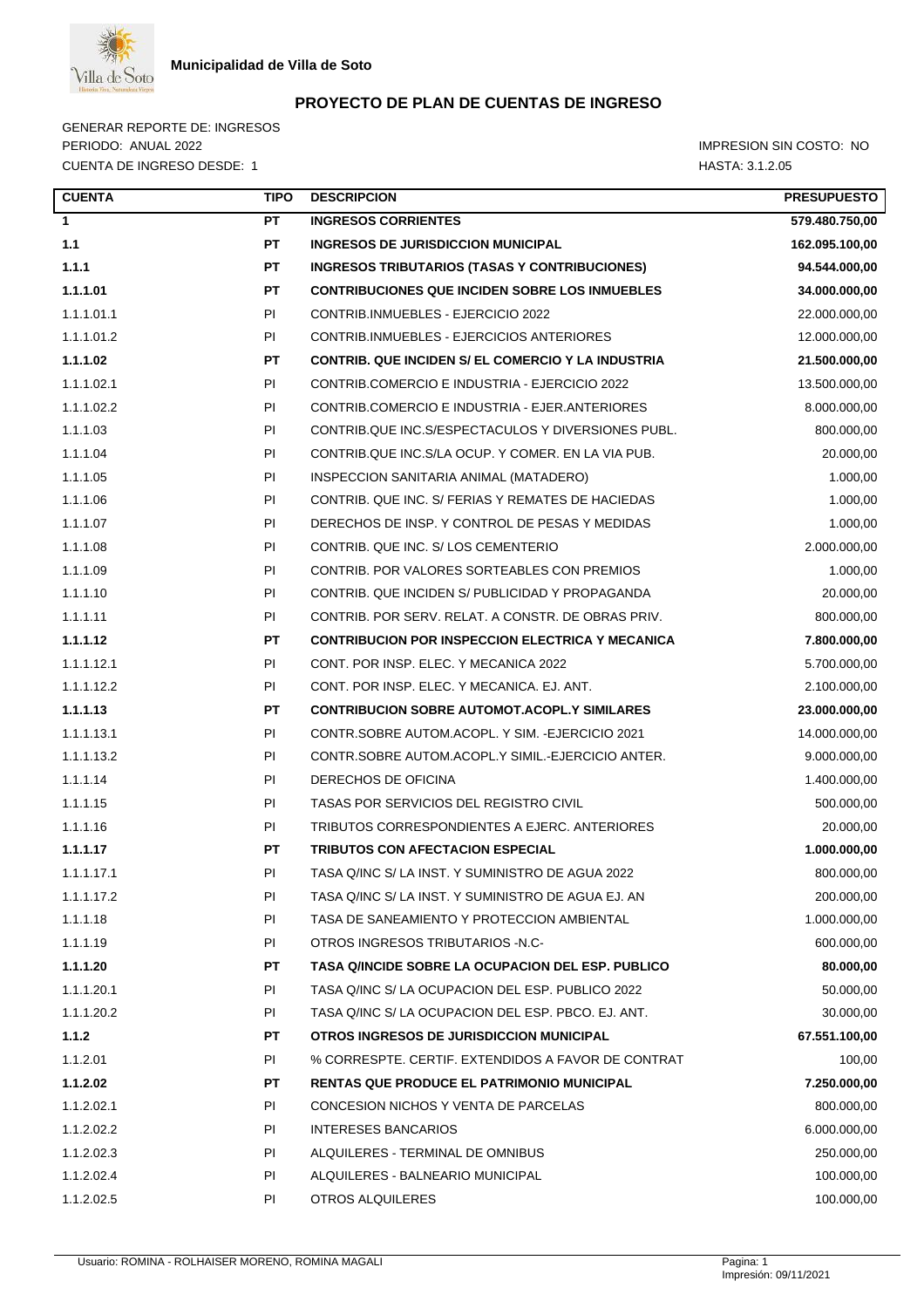**Municipalidad de Villa de Soto**

# PROYECTO DE PLAN DE CUENTAS DE INGRESO

GENERAR REPORTE DE: INGRESOS
PERIODO: ANUAL 2022
CUENTA DE INGRESO DESDE: 1

IMPRESION SIN COSTO: NO
HASTA: 3.1.2.05

| CUENTA | TIPO | DESCRIPCION | PRESUPUESTO |
|---|---|---|---|
| **1** | **PT** | **INGRESOS CORRIENTES** | **579.480.750,00** |
| **1.1** | **PT** | **INGRESOS DE JURISDICCION MUNICIPAL** | **162.095.100,00** |
| **1.1.1** | **PT** | **INGRESOS TRIBUTARIOS (TASAS Y CONTRIBUCIONES)** | **94.544.000,00** |
| **1.1.1.01** | **PT** | **CONTRIBUCIONES QUE INCIDEN SOBRE LOS INMUEBLES** | **34.000.000,00** |
| 1.1.1.01.1 | PI | CONTRIB.INMUEBLES - EJERCICIO 2022 | 22.000.000,00 |
| 1.1.1.01.2 | PI | CONTRIB.INMUEBLES - EJERCICIOS ANTERIORES | 12.000.000,00 |
| **1.1.1.02** | **PT** | **CONTRIB. QUE INCIDEN S/ EL COMERCIO Y LA INDUSTRIA** | **21.500.000,00** |
| 1.1.1.02.1 | PI | CONTRIB.COMERCIO E INDUSTRIA - EJERCICIO 2022 | 13.500.000,00 |
| 1.1.1.02.2 | PI | CONTRIB.COMERCIO E INDUSTRIA - EJER.ANTERIORES | 8.000.000,00 |
| 1.1.1.03 | PI | CONTRIB.QUE INC.S/ESPECTACULOS Y DIVERSIONES PUBL. | 800.000,00 |
| 1.1.1.04 | PI | CONTRIB.QUE INC.S/LA OCUP. Y COMER. EN LA VIA PUB. | 20.000,00 |
| 1.1.1.05 | PI | INSPECCION SANITARIA ANIMAL (MATADERO) | 1.000,00 |
| 1.1.1.06 | PI | CONTRIB. QUE INC. S/ FERIAS Y REMATES DE HACIEDAS | 1.000,00 |
| 1.1.1.07 | PI | DERECHOS DE INSP. Y CONTROL DE PESAS Y MEDIDAS | 1.000,00 |
| 1.1.1.08 | PI | CONTRIB. QUE INC. S/ LOS CEMENTERIO | 2.000.000,00 |
| 1.1.1.09 | PI | CONTRIB. POR VALORES SORTEABLES CON PREMIOS | 1.000,00 |
| 1.1.1.10 | PI | CONTRIB. QUE INCIDEN S/ PUBLICIDAD Y PROPAGANDA | 20.000,00 |
| 1.1.1.11 | PI | CONTRIB. POR SERV. RELAT. A CONSTR. DE OBRAS PRIV. | 800.000,00 |
| **1.1.1.12** | **PT** | **CONTRIBUCION POR INSPECCION ELECTRICA Y MECANICA** | **7.800.000,00** |
| 1.1.1.12.1 | PI | CONT. POR INSP. ELEC. Y MECANICA 2022 | 5.700.000,00 |
| 1.1.1.12.2 | PI | CONT. POR INSP. ELEC. Y MECANICA. EJ. ANT. | 2.100.000,00 |
| **1.1.1.13** | **PT** | **CONTRIBUCION SOBRE AUTOMOT.ACOPL.Y SIMILARES** | **23.000.000,00** |
| 1.1.1.13.1 | PI | CONTR.SOBRE AUTOM.ACOPL. Y SIM. -EJERCICIO 2021 | 14.000.000,00 |
| 1.1.1.13.2 | PI | CONTR.SOBRE AUTOM.ACOPL.Y SIMIL.-EJERCICIO ANTER. | 9.000.000,00 |
| 1.1.1.14 | PI | DERECHOS DE OFICINA | 1.400.000,00 |
| 1.1.1.15 | PI | TASAS POR SERVICIOS DEL REGISTRO CIVIL | 500.000,00 |
| 1.1.1.16 | PI | TRIBUTOS CORRESPONDIENTES A EJERC. ANTERIORES | 20.000,00 |
| **1.1.1.17** | **PT** | **TRIBUTOS CON AFECTACION ESPECIAL** | **1.000.000,00** |
| 1.1.1.17.1 | PI | TASA Q/INC S/ LA INST. Y SUMINISTRO DE AGUA 2022 | 800.000,00 |
| 1.1.1.17.2 | PI | TASA Q/INC S/ LA INST. Y SUMINISTRO DE AGUA EJ. AN | 200.000,00 |
| 1.1.1.18 | PI | TASA DE SANEAMIENTO Y PROTECCION AMBIENTAL | 1.000.000,00 |
| 1.1.1.19 | PI | OTROS INGRESOS TRIBUTARIOS -N.C- | 600.000,00 |
| **1.1.1.20** | **PT** | **TASA Q/INCIDE SOBRE LA OCUPACION DEL ESP. PUBLICO** | **80.000,00** |
| 1.1.1.20.1 | PI | TASA Q/INC S/ LA OCUPACION DEL ESP. PUBLICO 2022 | 50.000,00 |
| 1.1.1.20.2 | PI | TASA Q/INC S/ LA OCUPACION DEL ESP. PBCO. EJ. ANT. | 30.000,00 |
| **1.1.2** | **PT** | **OTROS INGRESOS DE JURISDICCION MUNICIPAL** | **67.551.100,00** |
| 1.1.2.01 | PI | % CORRESPTE. CERTIF. EXTENDIDOS A FAVOR DE CONTRAT | 100,00 |
| **1.1.2.02** | **PT** | **RENTAS QUE PRODUCE EL PATRIMONIO MUNICIPAL** | **7.250.000,00** |
| 1.1.2.02.1 | PI | CONCESION NICHOS Y VENTA DE PARCELAS | 800.000,00 |
| 1.1.2.02.2 | PI | INTERESES BANCARIOS | 6.000.000,00 |
| 1.1.2.02.3 | PI | ALQUILERES - TERMINAL DE OMNIBUS | 250.000,00 |
| 1.1.2.02.4 | PI | ALQUILERES - BALNEARIO MUNICIPAL | 100.000,00 |
| 1.1.2.02.5 | PI | OTROS ALQUILERES | 100.000,00 |

Usuario: ROMINA - ROLHAISER MORENO, ROMINA MAGALI

Impresión: 09/11/2021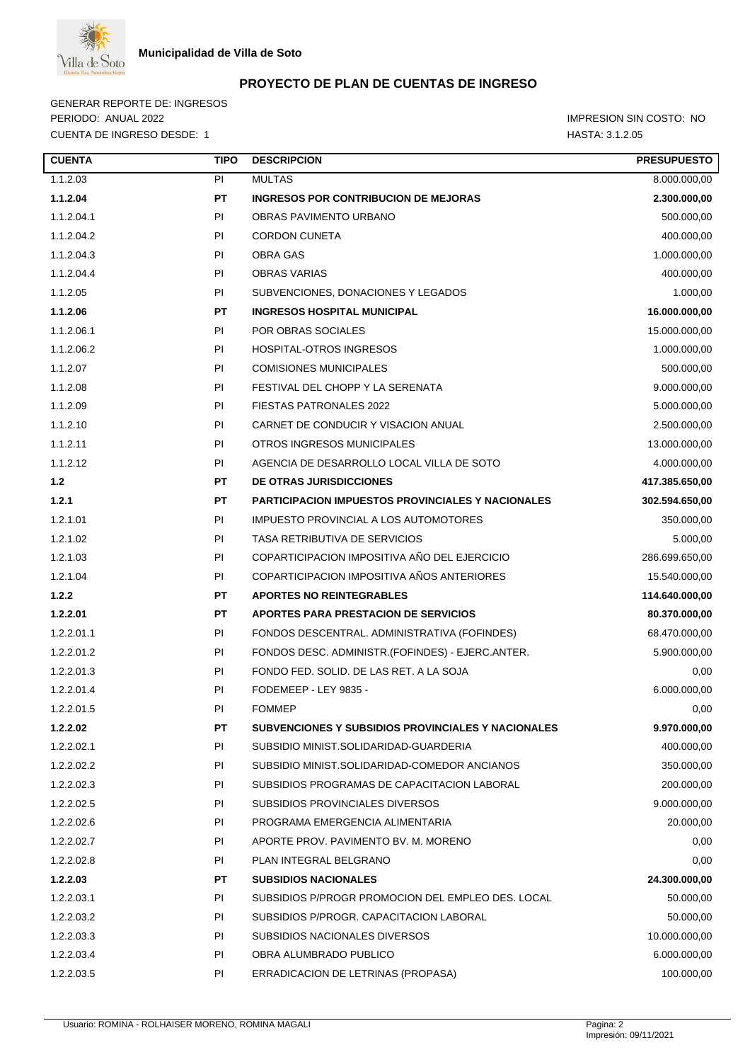**Municipalidad de Villa de Soto**

## PROYECTO DE PLAN DE CUENTAS DE INGRESO

GENERAR REPORTE DE: INGRESOS
PERIODO: ANUAL 2022
CUENTA DE INGRESO DESDE: 1

IMPRESION SIN COSTO: NO
HASTA: 3.1.2.05

| CUENTA | TIPO | DESCRIPCION | PRESUPUESTO |
|---|---|---|---|
| 1.1.2.03 | PI | MULTAS | 8.000.000,00 |
| **1.1.2.04** | **PT** | **INGRESOS POR CONTRIBUCION DE MEJORAS** | **2.300.000,00** |
| 1.1.2.04.1 | PI | OBRAS PAVIMENTO URBANO | 500.000,00 |
| 1.1.2.04.2 | PI | CORDON CUNETA | 400.000,00 |
| 1.1.2.04.3 | PI | OBRA GAS | 1.000.000,00 |
| 1.1.2.04.4 | PI | OBRAS VARIAS | 400.000,00 |
| 1.1.2.05 | PI | SUBVENCIONES, DONACIONES Y LEGADOS | 1.000,00 |
| **1.1.2.06** | **PT** | **INGRESOS HOSPITAL MUNICIPAL** | **16.000.000,00** |
| 1.1.2.06.1 | PI | POR OBRAS SOCIALES | 15.000.000,00 |
| 1.1.2.06.2 | PI | HOSPITAL-OTROS INGRESOS | 1.000.000,00 |
| 1.1.2.07 | PI | COMISIONES MUNICIPALES | 500.000,00 |
| 1.1.2.08 | PI | FESTIVAL DEL CHOPP Y LA SERENATA | 9.000.000,00 |
| 1.1.2.09 | PI | FIESTAS PATRONALES 2022 | 5.000.000,00 |
| 1.1.2.10 | PI | CARNET DE CONDUCIR Y VISACION ANUAL | 2.500.000,00 |
| 1.1.2.11 | PI | OTROS INGRESOS MUNICIPALES | 13.000.000,00 |
| 1.1.2.12 | PI | AGENCIA DE DESARROLLO LOCAL VILLA DE SOTO | 4.000.000,00 |
| **1.2** | **PT** | **DE OTRAS JURISDICCIONES** | **417.385.650,00** |
| **1.2.1** | **PT** | **PARTICIPACION IMPUESTOS PROVINCIALES Y NACIONALES** | **302.594.650,00** |
| 1.2.1.01 | PI | IMPUESTO PROVINCIAL A LOS AUTOMOTORES | 350.000,00 |
| 1.2.1.02 | PI | TASA RETRIBUTIVA DE SERVICIOS | 5.000,00 |
| 1.2.1.03 | PI | COPARTICIPACION IMPOSITIVA AÑO DEL EJERCICIO | 286.699.650,00 |
| 1.2.1.04 | PI | COPARTICIPACION IMPOSITIVA AÑOS ANTERIORES | 15.540.000,00 |
| **1.2.2** | **PT** | **APORTES NO REINTEGRABLES** | **114.640.000,00** |
| **1.2.2.01** | **PT** | **APORTES PARA PRESTACION DE SERVICIOS** | **80.370.000,00** |
| 1.2.2.01.1 | PI | FONDOS DESCENTRAL. ADMINISTRATIVA (FOFINDES) | 68.470.000,00 |
| 1.2.2.01.2 | PI | FONDOS DESC. ADMINISTR.(FOFINDES) - EJERC.ANTER. | 5.900.000,00 |
| 1.2.2.01.3 | PI | FONDO FED. SOLID. DE LAS RET. A LA SOJA | 0,00 |
| 1.2.2.01.4 | PI | FODEMEEP - LEY 9835 - | 6.000.000,00 |
| 1.2.2.01.5 | PI | FOMMEP | 0,00 |
| **1.2.2.02** | **PT** | **SUBVENCIONES Y SUBSIDIOS PROVINCIALES Y NACIONALES** | **9.970.000,00** |
| 1.2.2.02.1 | PI | SUBSIDIO MINIST.SOLIDARIDAD-GUARDERIA | 400.000,00 |
| 1.2.2.02.2 | PI | SUBSIDIO MINIST.SOLIDARIDAD-COMEDOR ANCIANOS | 350.000,00 |
| 1.2.2.02.3 | PI | SUBSIDIOS PROGRAMAS DE CAPACITACION LABORAL | 200.000,00 |
| 1.2.2.02.5 | PI | SUBSIDIOS PROVINCIALES DIVERSOS | 9.000.000,00 |
| 1.2.2.02.6 | PI | PROGRAMA EMERGENCIA ALIMENTARIA | 20.000,00 |
| 1.2.2.02.7 | PI | APORTE PROV. PAVIMENTO BV. M. MORENO | 0,00 |
| 1.2.2.02.8 | PI | PLAN INTEGRAL BELGRANO | 0,00 |
| **1.2.2.03** | **PT** | **SUBSIDIOS NACIONALES** | **24.300.000,00** |
| 1.2.2.03.1 | PI | SUBSIDIOS P/PROGR PROMOCION DEL EMPLEO DES. LOCAL | 50.000,00 |
| 1.2.2.03.2 | PI | SUBSIDIOS P/PROGR. CAPACITACION LABORAL | 50.000,00 |
| 1.2.2.03.3 | PI | SUBSIDIOS NACIONALES DIVERSOS | 10.000.000,00 |
| 1.2.2.03.4 | PI | OBRA ALUMBRADO PUBLICO | 6.000.000,00 |
| 1.2.2.03.5 | PI | ERRADICACION DE LETRINAS (PROPASA) | 100.000,00 |

Usuario: ROMINA - ROLHAISER MORENO, ROMINA MAGALI
Impresión: 09/11/2021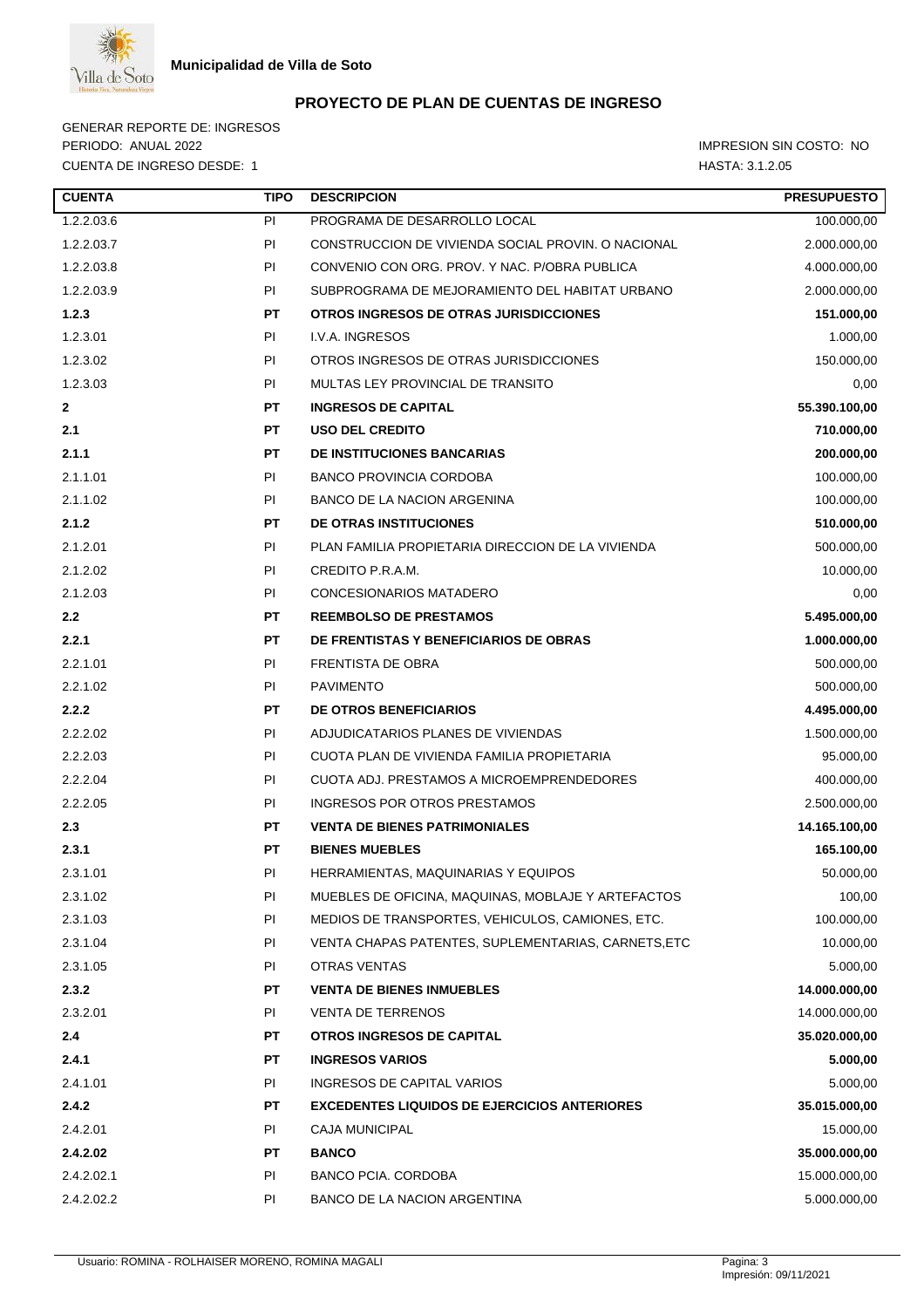**Municipalidad de Villa de Soto**

## PROYECTO DE PLAN DE CUENTAS DE INGRESO

GENERAR REPORTE DE: INGRESOS
PERIODO: ANUAL 2022
CUENTA DE INGRESO DESDE: 1

IMPRESION SIN COSTO: NO
HASTA: 3.1.2.05

| CUENTA | TIPO | DESCRIPCION | PRESUPUESTO |
|---|---|---|---|
| 1.2.2.03.6 | PI | PROGRAMA DE DESARROLLO LOCAL | 100.000,00 |
| 1.2.2.03.7 | PI | CONSTRUCCION DE VIVIENDA SOCIAL PROVIN. O NACIONAL | 2.000.000,00 |
| 1.2.2.03.8 | PI | CONVENIO CON ORG. PROV. Y NAC. P/OBRA PUBLICA | 4.000.000,00 |
| 1.2.2.03.9 | PI | SUBPROGRAMA DE MEJORAMIENTO DEL HABITAT URBANO | 2.000.000,00 |
| **1.2.3** | **PT** | **OTROS INGRESOS DE OTRAS JURISDICCIONES** | **151.000,00** |
| 1.2.3.01 | PI | I.V.A. INGRESOS | 1.000,00 |
| 1.2.3.02 | PI | OTROS INGRESOS DE OTRAS JURISDICCIONES | 150.000,00 |
| 1.2.3.03 | PI | MULTAS LEY PROVINCIAL DE TRANSITO | 0,00 |
| **2** | **PT** | **INGRESOS DE CAPITAL** | **55.390.100,00** |
| **2.1** | **PT** | **USO DEL CREDITO** | **710.000,00** |
| **2.1.1** | **PT** | **DE INSTITUCIONES BANCARIAS** | **200.000,00** |
| 2.1.1.01 | PI | BANCO PROVINCIA CORDOBA | 100.000,00 |
| 2.1.1.02 | PI | BANCO DE LA NACION ARGENINA | 100.000,00 |
| **2.1.2** | **PT** | **DE OTRAS INSTITUCIONES** | **510.000,00** |
| 2.1.2.01 | PI | PLAN FAMILIA PROPIETARIA DIRECCION DE LA VIVIENDA | 500.000,00 |
| 2.1.2.02 | PI | CREDITO P.R.A.M. | 10.000,00 |
| 2.1.2.03 | PI | CONCESIONARIOS MATADERO | 0,00 |
| **2.2** | **PT** | **REEMBOLSO DE PRESTAMOS** | **5.495.000,00** |
| **2.2.1** | **PT** | **DE FRENTISTAS Y BENEFICIARIOS DE OBRAS** | **1.000.000,00** |
| 2.2.1.01 | PI | FRENTISTA DE OBRA | 500.000,00 |
| 2.2.1.02 | PI | PAVIMENTO | 500.000,00 |
| **2.2.2** | **PT** | **DE OTROS BENEFICIARIOS** | **4.495.000,00** |
| 2.2.2.02 | PI | ADJUDICATARIOS PLANES DE VIVIENDAS | 1.500.000,00 |
| 2.2.2.03 | PI | CUOTA PLAN DE VIVIENDA FAMILIA PROPIETARIA | 95.000,00 |
| 2.2.2.04 | PI | CUOTA ADJ. PRESTAMOS A MICROEMPRENDEDORES | 400.000,00 |
| 2.2.2.05 | PI | INGRESOS POR OTROS PRESTAMOS | 2.500.000,00 |
| **2.3** | **PT** | **VENTA DE BIENES PATRIMONIALES** | **14.165.100,00** |
| **2.3.1** | **PT** | **BIENES MUEBLES** | **165.100,00** |
| 2.3.1.01 | PI | HERRAMIENTAS, MAQUINARIAS Y EQUIPOS | 50.000,00 |
| 2.3.1.02 | PI | MUEBLES DE OFICINA, MAQUINAS, MOBLAJE Y ARTEFACTOS | 100,00 |
| 2.3.1.03 | PI | MEDIOS DE TRANSPORTES, VEHICULOS, CAMIONES, ETC. | 100.000,00 |
| 2.3.1.04 | PI | VENTA CHAPAS PATENTES, SUPLEMENTARIAS, CARNETS,ETC | 10.000,00 |
| 2.3.1.05 | PI | OTRAS VENTAS | 5.000,00 |
| **2.3.2** | **PT** | **VENTA DE BIENES INMUEBLES** | **14.000.000,00** |
| 2.3.2.01 | PI | VENTA DE TERRENOS | 14.000.000,00 |
| **2.4** | **PT** | **OTROS INGRESOS DE CAPITAL** | **35.020.000,00** |
| **2.4.1** | **PT** | **INGRESOS VARIOS** | **5.000,00** |
| 2.4.1.01 | PI | INGRESOS DE CAPITAL VARIOS | 5.000,00 |
| **2.4.2** | **PT** | **EXCEDENTES LIQUIDOS DE EJERCICIOS ANTERIORES** | **35.015.000,00** |
| 2.4.2.01 | PI | CAJA MUNICIPAL | 15.000,00 |
| **2.4.2.02** | **PT** | **BANCO** | **35.000.000,00** |
| 2.4.2.02.1 | PI | BANCO PCIA. CORDOBA | 15.000.000,00 |
| 2.4.2.02.2 | PI | BANCO DE LA NACION ARGENTINA | 5.000.000,00 |

Usuario: ROMINA - ROLHAISER MORENO, ROMINA MAGALI

Impresión: 09/11/2021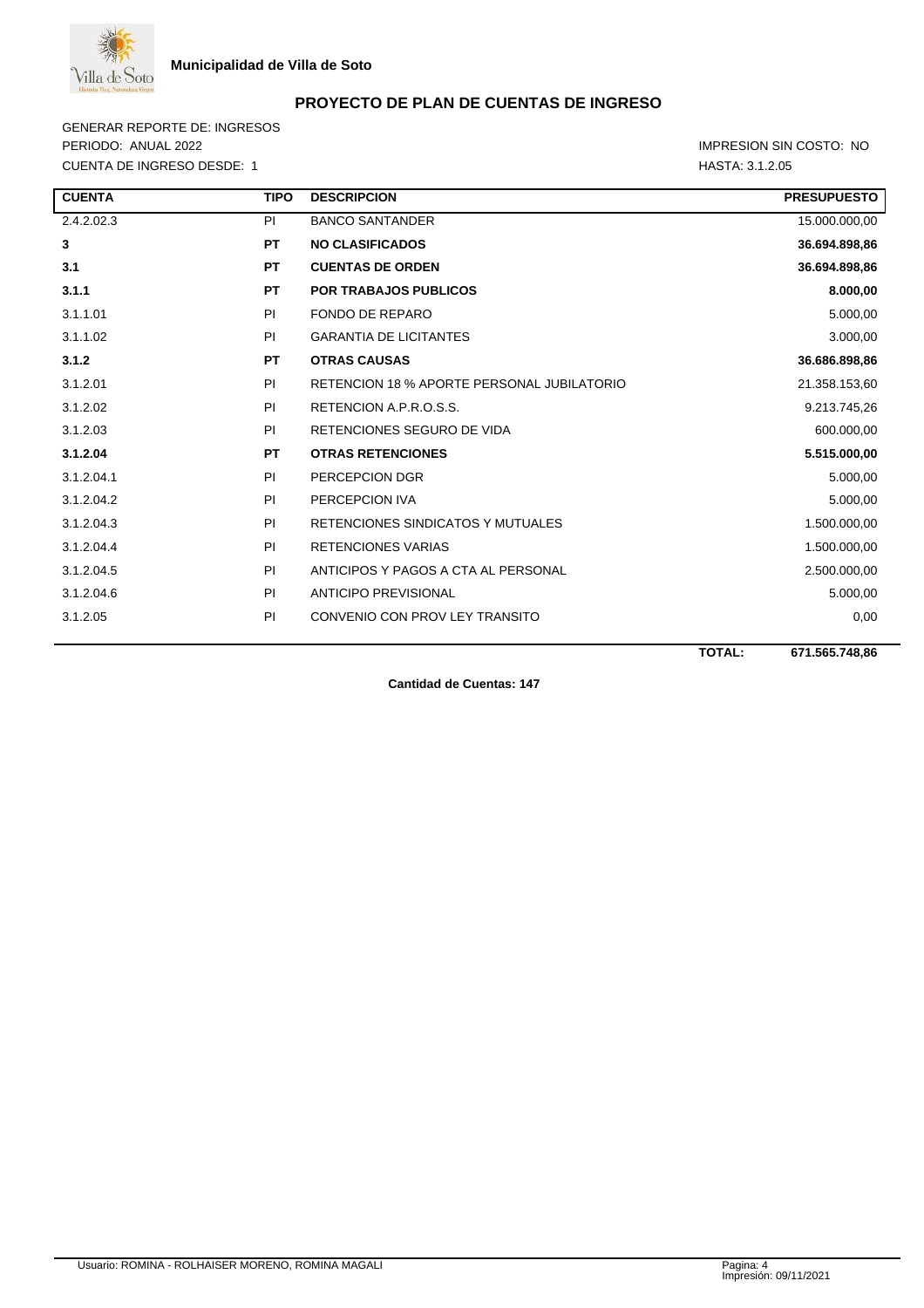**Municipalidad de Villa de Soto**

## PROYECTO DE PLAN DE CUENTAS DE INGRESO

GENERAR REPORTE DE: INGRESOS
PERIODO: ANUAL 2022
CUENTA DE INGRESO DESDE: 1

IMPRESION SIN COSTO: NO
HASTA: 3.1.2.05

| CUENTA | TIPO | DESCRIPCION | PRESUPUESTO |
|---|---|---|---|
| 2.4.2.02.3 | PI | BANCO SANTANDER | 15.000.000,00 |
| **3** | **PT** | **NO CLASIFICADOS** | **36.694.898,86** |
| **3.1** | **PT** | **CUENTAS DE ORDEN** | **36.694.898,86** |
| **3.1.1** | **PT** | **POR TRABAJOS PUBLICOS** | **8.000,00** |
| 3.1.1.01 | PI | FONDO DE REPARO | 5.000,00 |
| 3.1.1.02 | PI | GARANTIA DE LICITANTES | 3.000,00 |
| **3.1.2** | **PT** | **OTRAS CAUSAS** | **36.686.898,86** |
| 3.1.2.01 | PI | RETENCION 18 % APORTE PERSONAL JUBILATORIO | 21.358.153,60 |
| 3.1.2.02 | PI | RETENCION A.P.R.O.S.S. | 9.213.745,26 |
| 3.1.2.03 | PI | RETENCIONES SEGURO DE VIDA | 600.000,00 |
| **3.1.2.04** | **PT** | **OTRAS RETENCIONES** | **5.515.000,00** |
| 3.1.2.04.1 | PI | PERCEPCION DGR | 5.000,00 |
| 3.1.2.04.2 | PI | PERCEPCION IVA | 5.000,00 |
| 3.1.2.04.3 | PI | RETENCIONES SINDICATOS Y MUTUALES | 1.500.000,00 |
| 3.1.2.04.4 | PI | RETENCIONES VARIAS | 1.500.000,00 |
| 3.1.2.04.5 | PI | ANTICIPOS Y PAGOS A CTA AL PERSONAL | 2.500.000,00 |
| 3.1.2.04.6 | PI | ANTICIPO PREVISIONAL | 5.000,00 |
| 3.1.2.05 | PI | CONVENIO CON PROV LEY TRANSITO | 0,00 |
| | | **TOTAL:** | **671.565.748,86** |

**Cantidad de Cuentas: 147**

Usuario: ROMINA - ROLHAISER MORENO, ROMINA MAGALI

Impresión: 09/11/2021